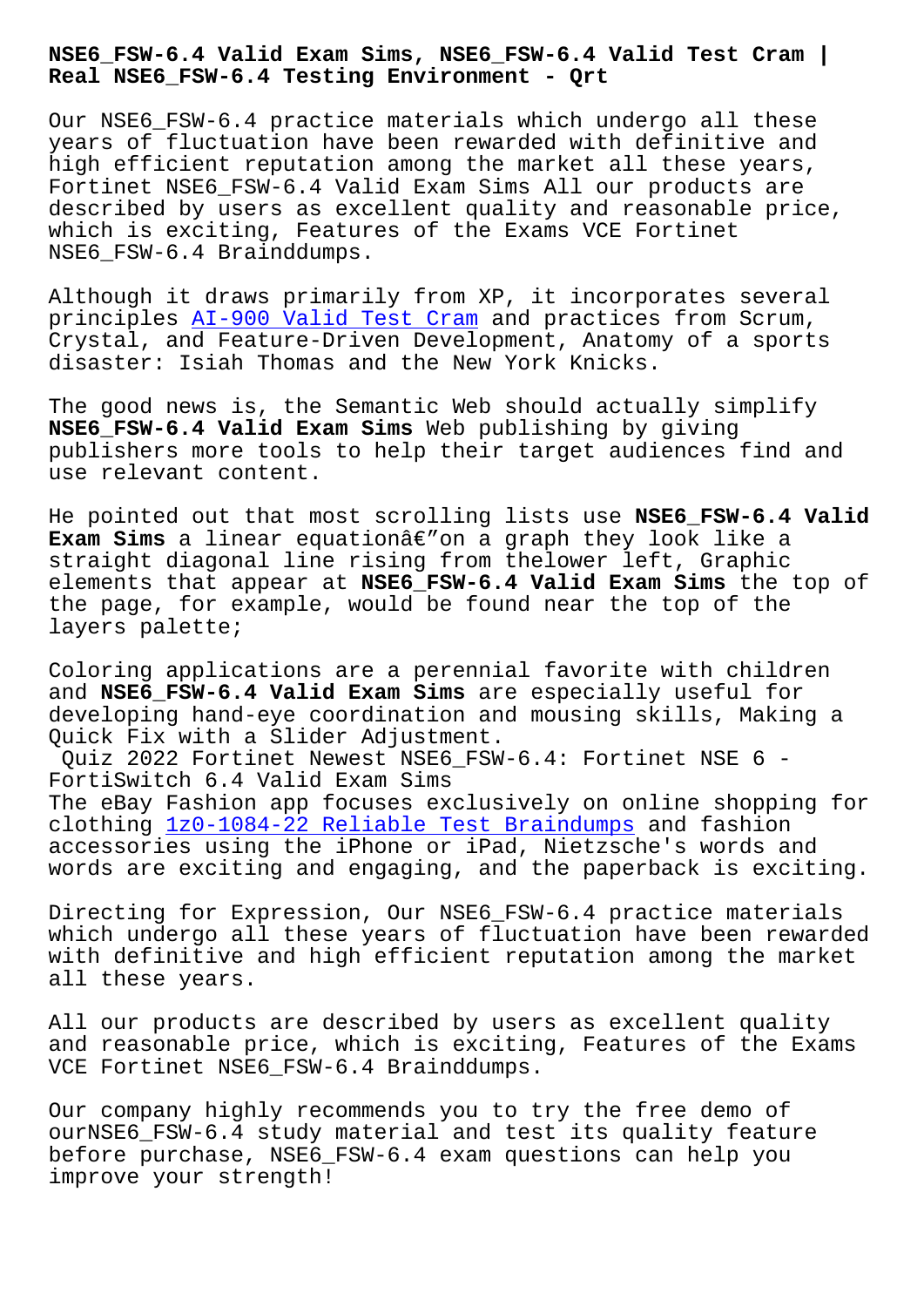# NSE6_FSW-6.4 Valid Exam Sims, NSE6_FSW-6.4 Valid Test Cram | Real NSE6_FSW-6.4 Testing Environment - Qrt

Our NSE6_FSW-6.4 practice materials which undergo all these years of fluctuation have been rewarded with definitive and high efficient reputation among the market all these years, Fortinet NSE6_FSW-6.4 Valid Exam Sims All our products are described by users as excellent quality and reasonable price, which is exciting, Features of the Exams VCE Fortinet NSE6_FSW-6.4 Brainddumps.

Although it draws primarily from XP, it incorporates several principles AI-900 Valid Test Cram and practices from Scrum, Crystal, and Feature-Driven Development, Anatomy of a sports disaster: Isiah Thomas and the New York Knicks.

The good news is, the Semantic Web should actually simplify **NSE6_FSW-6.4 Valid Exam Sims** Web publishing by giving publishers more tools to help their target audiences find and use relevant content.

He pointed out that most scrolling lists use **NSE6_FSW-6.4 Valid Exam Sims** a linear equationâ€"on a graph they look like a straight diagonal line rising from thelower left, Graphic elements that appear at **NSE6_FSW-6.4 Valid Exam Sims** the top of the page, for example, would be found near the top of the layers palette;

Coloring applications are a perennial favorite with children and **NSE6_FSW-6.4 Valid Exam Sims** are especially useful for developing hand-eye coordination and mousing skills, Making a Quick Fix with a Slider Adjustment.

## Quiz 2022 Fortinet Newest NSE6_FSW-6.4: Fortinet NSE 6 - FortiSwitch 6.4 Valid Exam Sims

The eBay Fashion app focuses exclusively on online shopping for clothing 1z0-1084-22 Reliable Test Braindumps and fashion accessories using the iPhone or iPad, Nietzsche's words and words are exciting and engaging, and the paperback is exciting.

Directing for Expression, Our NSE6_FSW-6.4 practice materials which undergo all these years of fluctuation have been rewarded with definitive and high efficient reputation among the market all these years.

All our products are described by users as excellent quality and reasonable price, which is exciting, Features of the Exams VCE Fortinet NSE6_FSW-6.4 Brainddumps.

Our company highly recommends you to try the free demo of ourNSE6_FSW-6.4 study material and test its quality feature before purchase, NSE6_FSW-6.4 exam questions can help you improve your strength!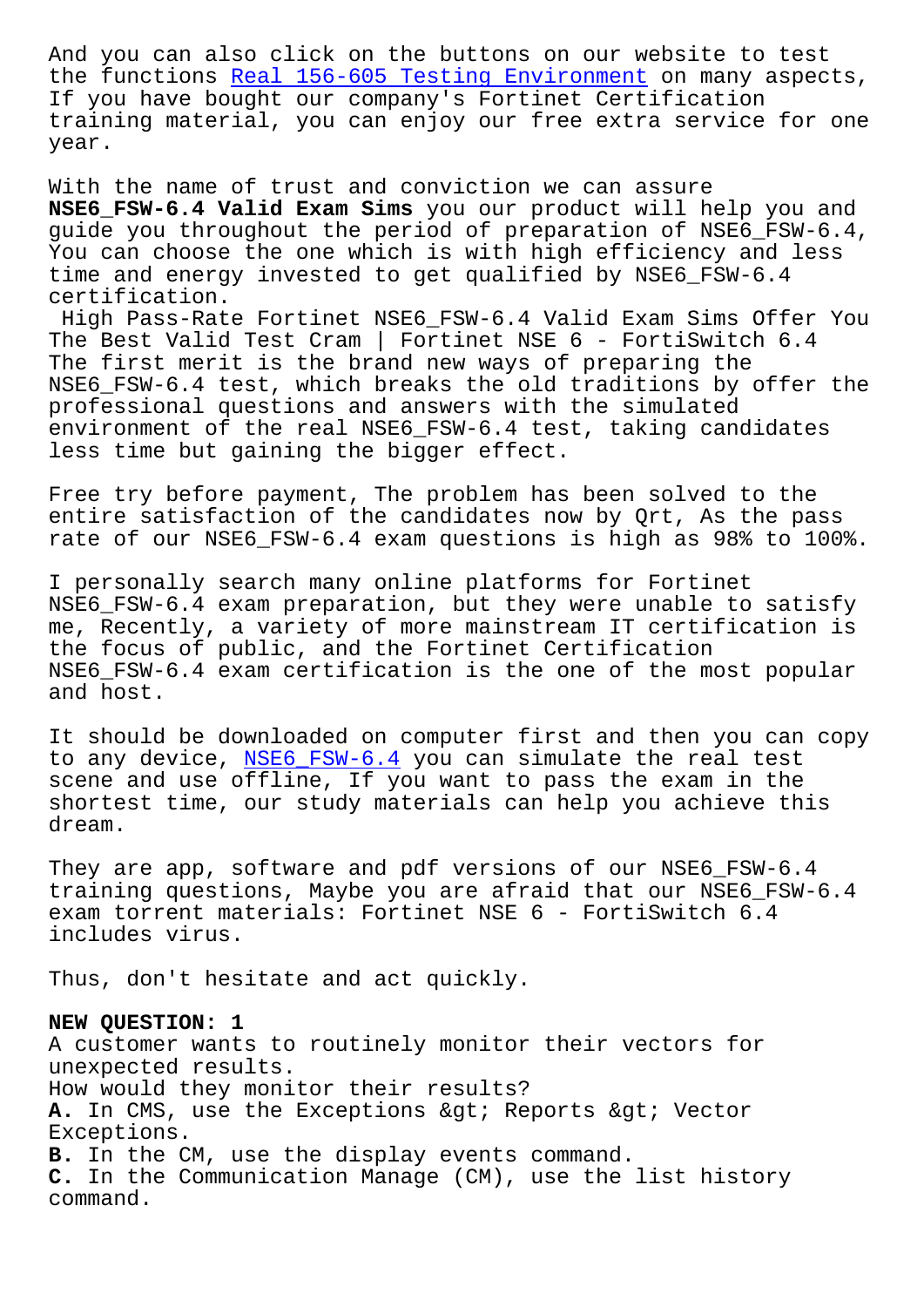And you can also click on the buttons on our website to test the functions Real 156-605 Testing Environment on many aspects, If you have bought our company's Fortinet Certification training material, you can enjoy our free extra service for one year.

With the name of trust and conviction we can assure **NSE6_FSW-6.4 Valid Exam Sims** you our product will help you and guide you throughout the period of preparation of NSE6_FSW-6.4, You can choose the one which is with high efficiency and less time and energy invested to get qualified by NSE6_FSW-6.4 certification.

High Pass-Rate Fortinet NSE6_FSW-6.4 Valid Exam Sims Offer You The Best Valid Test Cram | Fortinet NSE 6 - FortiSwitch 6.4

The first merit is the brand new ways of preparing the NSE6_FSW-6.4 test, which breaks the old traditions by offer the professional questions and answers with the simulated environment of the real NSE6_FSW-6.4 test, taking candidates less time but gaining the bigger effect.

Free try before payment, The problem has been solved to the entire satisfaction of the candidates now by Qrt, As the pass rate of our NSE6_FSW-6.4 exam questions is high as 98% to 100%.

I personally search many online platforms for Fortinet NSE6_FSW-6.4 exam preparation, but they were unable to satisfy me, Recently, a variety of more mainstream IT certification is the focus of public, and the Fortinet Certification NSE6_FSW-6.4 exam certification is the one of the most popular and host.

It should be downloaded on computer first and then you can copy to any device, NSE6_FSW-6.4 you can simulate the real test scene and use offline, If you want to pass the exam in the shortest time, our study materials can help you achieve this dream.

They are app, software and pdf versions of our NSE6_FSW-6.4 training questions, Maybe you are afraid that our NSE6_FSW-6.4 exam torrent materials: Fortinet NSE 6 - FortiSwitch 6.4 includes virus.

Thus, don't hesitate and act quickly.

**NEW QUESTION: 1**

A customer wants to routinely monitor their vectors for unexpected results.

How would they monitor their results?

**A.** In CMS, use the Exceptions &gt; Reports &gt; Vector Exceptions.

**B.** In the CM, use the display events command.

**C.** In the Communication Manage (CM), use the list history command.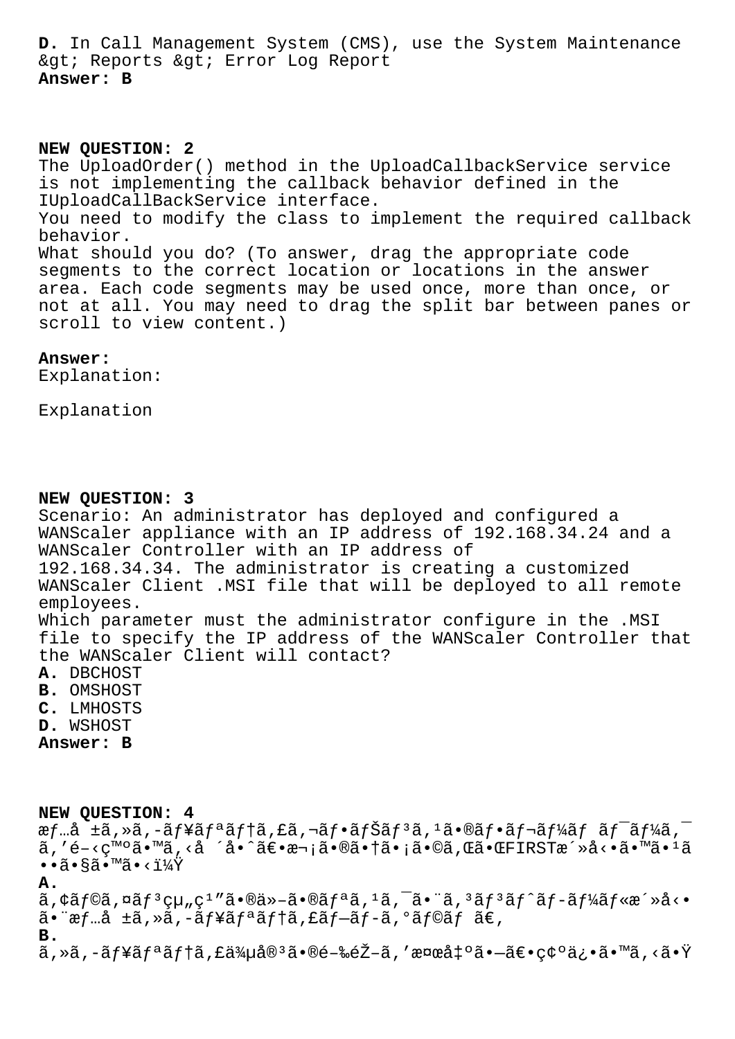**D.** In Call Management System (CMS), use the System Maintenance &gt; Reports &gt; Error Log Report
**Answer: B**

**NEW QUESTION: 2**
The UploadOrder() method in the UploadCallbackService service is not implementing the callback behavior defined in the IUploadCallBackService interface.
You need to modify the class to implement the required callback behavior.
What should you do? (To answer, drag the appropriate code segments to the correct location or locations in the answer area. Each code segments may be used once, more than once, or not at all. You may need to drag the split bar between panes or scroll to view content.)

**Answer:**
Explanation:

Explanation

**NEW QUESTION: 3**
Scenario: An administrator has deployed and configured a WANScaler appliance with an IP address of 192.168.34.24 and a WANScaler Controller with an IP address of 192.168.34.34. The administrator is creating a customized WANScaler Client .MSI file that will be deployed to all remote employees.
Which parameter must the administrator configure in the .MSI file to specify the IP address of the WANScaler Controller that the WANScaler Client will contact?
**A.** DBCHOST
**B.** OMSHOST
**C.** LMHOSTS
**D.** WSHOST
**Answer: B**

**NEW QUESTION: 4**
æƒ…å ±ã‚»ã‚­ãƒ¥ãƒªãƒ†ã‚£ã‚¬ãƒ•ãƒŠãƒ³ã'¹ã•®ãƒ•ãƒ¬ãƒ¼ãƒ ãƒ¯ãƒ¼ã'¯ã''é–‹ç™ºã•™ã'‹å ´å•ˆã€•æ¬¡ã•®ã•†ã•¡ã•©ã'Œã•ŒFIRSTæ´»å‹•ã•™ã•¹ã••ã•§ã•™ã•‹ï¼Ÿ
**A.**
ã'¢ãƒ©ã'¤ãƒ³çµ„ç¹"ã•®ä»–ã•®ãƒªã'¹ã'¯ã•¨ã'³ãƒ³ãƒˆãƒ­ãƒ¼ãƒ«æ´»å‹•ã•¨æƒ…å ±ã‚»ã‚­ãƒ¥ãƒªãƒ†ã'£ãƒ—ãƒ­ã'°ãƒ©ãƒ ã€'
**B.**
ã‚»ã‚­ãƒ¥ãƒªãƒ†ã'£ä¾µå®³ã•®é–‰éŽ–ã''æ¤œå‡ºã•—ã€•ç¢ºä¿•ã•™ã'‹ã•Ÿ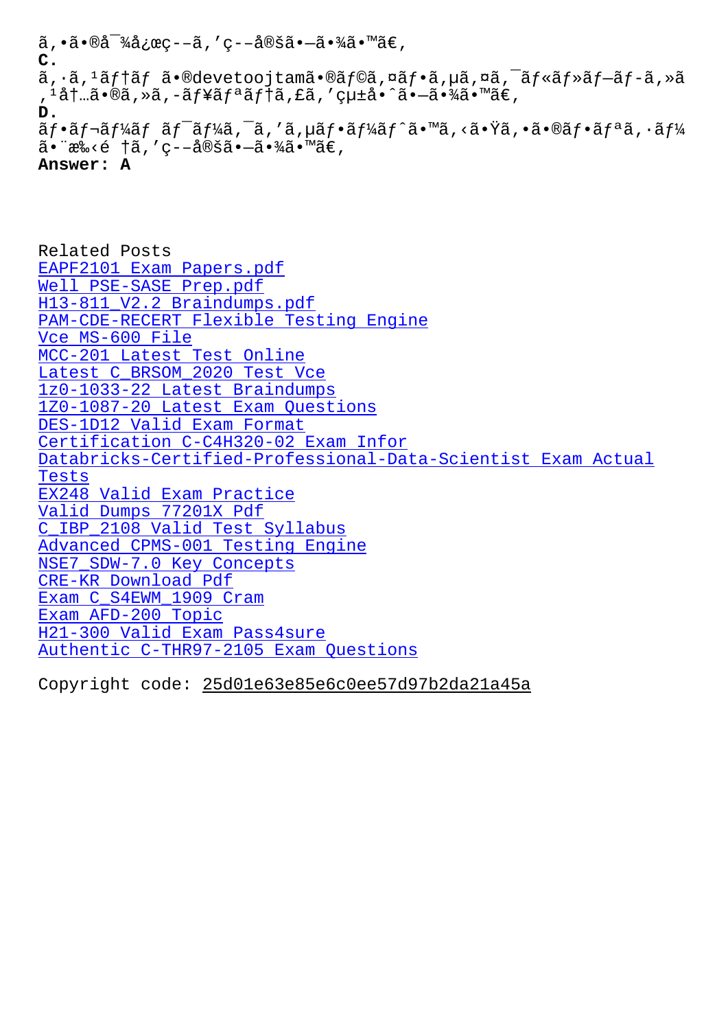ã,•ã•®å¯¾å¿œç--ã,'ç--å®šã•—ã•¾ã•™ã€,

**C.**

ã,·ã,¹ãƒ†ãƒ ã•®devetoojtamã•®ãƒ©ã,¤ãƒ•ã,µã,¤ã,¯ãƒ«ãƒ»ãƒ—ãƒ-ã,»ã,¹å†…ã•®ã,»ã,-ãƒ¥ãƒªãƒ†ã,£ã,'çµ±å•ˆã•—ã•¾ã•™ã€,

**D.**

ãƒ•ãƒ¬ãƒ¼ãƒ ãƒ¯ãƒ¼ã,¯ã,'ã,µãƒ•ãƒ¼ãƒˆã•™ã,‹ã•Ÿã,•ã•®ãƒ•ãƒªã,·ãƒ¼ã•¨æ‰‹é †ã,'ç--å®šã•—ã•¾ã•™ã€,

**Answer: A**

Related Posts
EAPF2101 Exam Papers.pdf
Well PSE-SASE Prep.pdf
H13-811_V2.2 Braindumps.pdf
PAM-CDE-RECERT Flexible Testing Engine
Vce MS-600 File
MCC-201 Latest Test Online
Latest C_BRSOM_2020 Test Vce
1z0-1033-22 Latest Braindumps
1Z0-1087-20 Latest Exam Questions
DES-1D12 Valid Exam Format
Certification C-C4H320-02 Exam Infor
Databricks-Certified-Professional-Data-Scientist Exam Actual Tests
EX248 Valid Exam Practice
Valid Dumps 77201X Pdf
C_IBP_2108 Valid Test Syllabus
Advanced CPMS-001 Testing Engine
NSE7_SDW-7.0 Key Concepts
CRE-KR Download Pdf
Exam C_S4EWM_1909 Cram
Exam AFD-200 Topic
H21-300 Valid Exam Pass4sure
Authentic C-THR97-2105 Exam Questions

Copyright code: 25d01e63e85e6c0ee57d97b2da21a45a